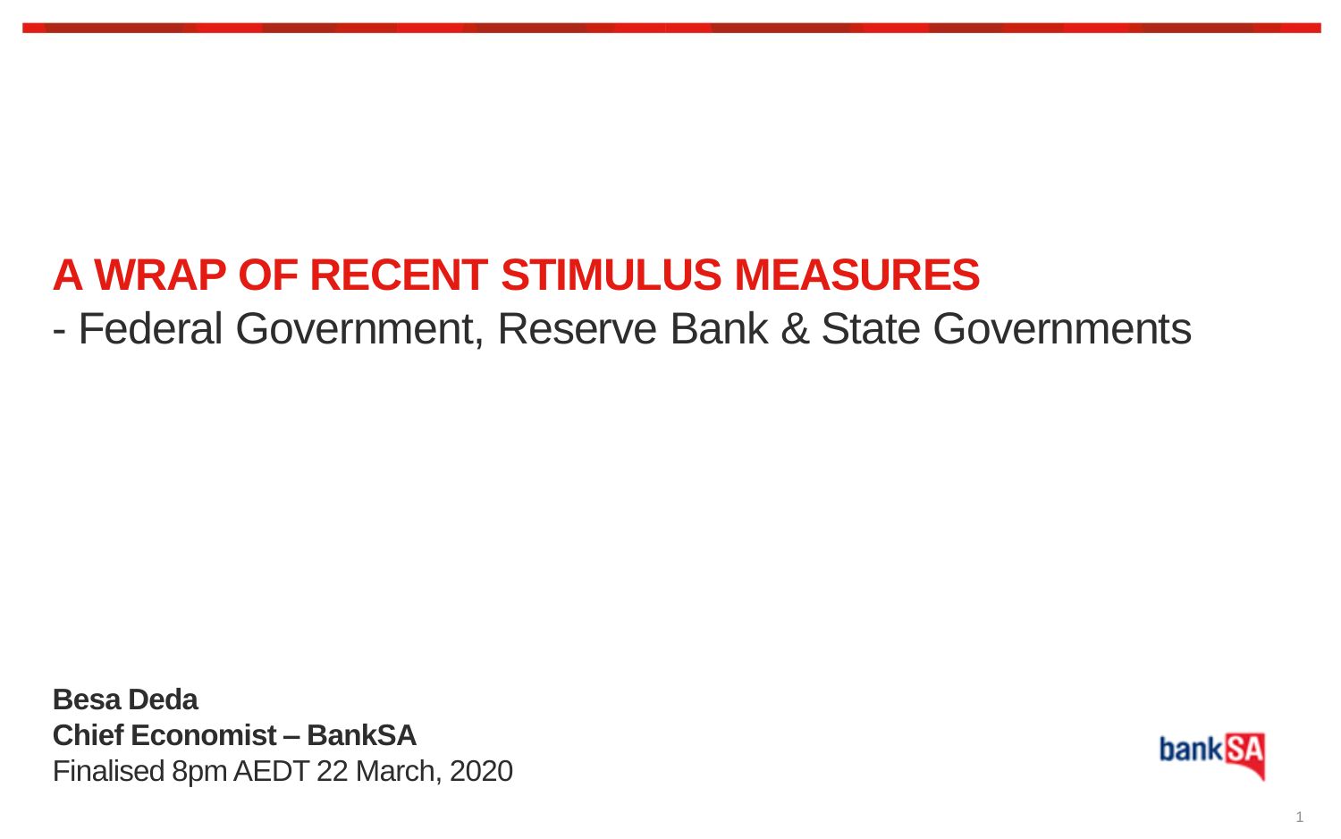# A WRAP OF RECENT STIMULUS MEASURES

## - Federal Government, Reserve Bank & State Governments

**Besa Deda**
**Chief Economist – BankSA**
Finalised 8pm AEDT 22 March, 2020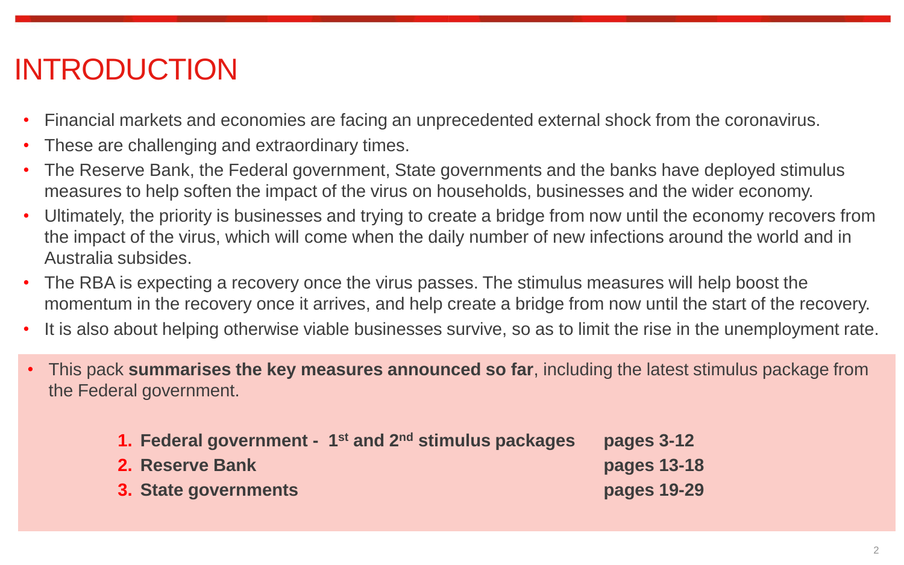# INTRODUCTION

- Financial markets and economies are facing an unprecedented external shock from the coronavirus.
- These are challenging and extraordinary times.
- The Reserve Bank, the Federal government, State governments and the banks have deployed stimulus measures to help soften the impact of the virus on households, businesses and the wider economy.
- Ultimately, the priority is businesses and trying to create a bridge from now until the economy recovers from the impact of the virus, which will come when the daily number of new infections around the world and in Australia subsides.
- The RBA is expecting a recovery once the virus passes. The stimulus measures will help boost the momentum in the recovery once it arrives, and help create a bridge from now until the start of the recovery.
- It is also about helping otherwise viable businesses survive, so as to limit the rise in the unemployment rate.

- This pack **summarises the key measures announced so far**, including the latest stimulus package from the Federal government.

1. **Federal government - 1st and 2nd stimulus packages** — **pages 3-12**
2. **Reserve Bank** — **pages 13-18**
3. **State governments** — **pages 19-29**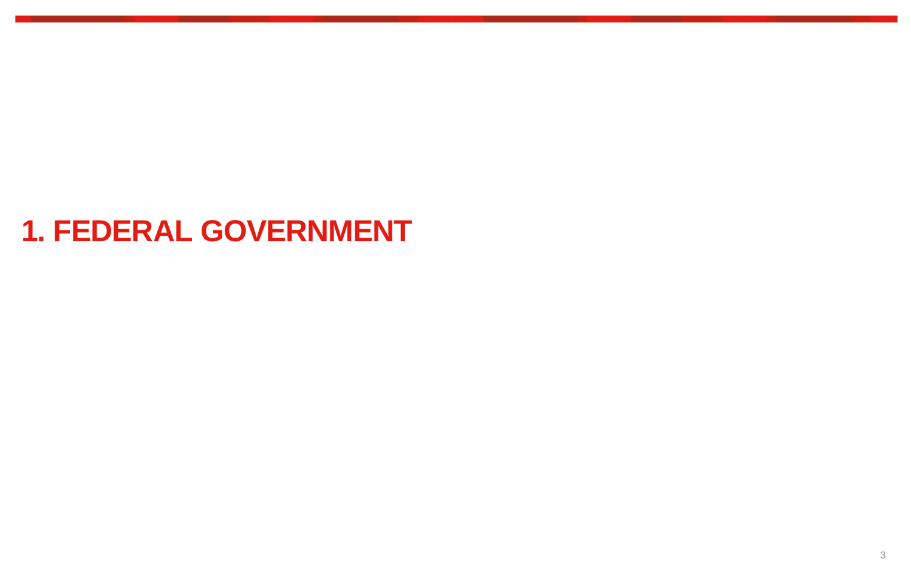# 1. FEDERAL GOVERNMENT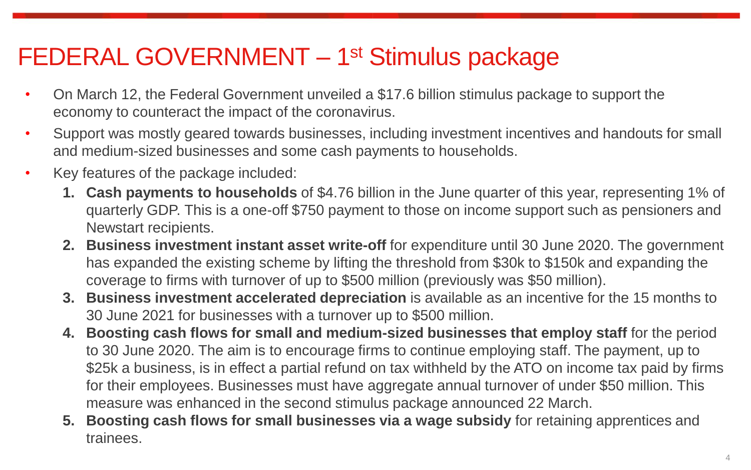# FEDERAL GOVERNMENT – 1st Stimulus package

- On March 12, the Federal Government unveiled a $17.6 billion stimulus package to support the economy to counteract the impact of the coronavirus.
- Support was mostly geared towards businesses, including investment incentives and handouts for small and medium-sized businesses and some cash payments to households.
- Key features of the package included:
  1. **Cash payments to households** of $4.76 billion in the June quarter of this year, representing 1% of quarterly GDP. This is a one-off $750 payment to those on income support such as pensioners and Newstart recipients.
  2. **Business investment instant asset write-off** for expenditure until 30 June 2020. The government has expanded the existing scheme by lifting the threshold from $30k to $150k and expanding the coverage to firms with turnover of up to $500 million (previously was $50 million).
  3. **Business investment accelerated depreciation** is available as an incentive for the 15 months to 30 June 2021 for businesses with a turnover up to $500 million.
  4. **Boosting cash flows for small and medium-sized businesses that employ staff** for the period to 30 June 2020. The aim is to encourage firms to continue employing staff. The payment, up to $25k a business, is in effect a partial refund on tax withheld by the ATO on income tax paid by firms for their employees. Businesses must have aggregate annual turnover of under $50 million. This measure was enhanced in the second stimulus package announced 22 March.
  5. **Boosting cash flows for small businesses via a wage subsidy** for retaining apprentices and trainees.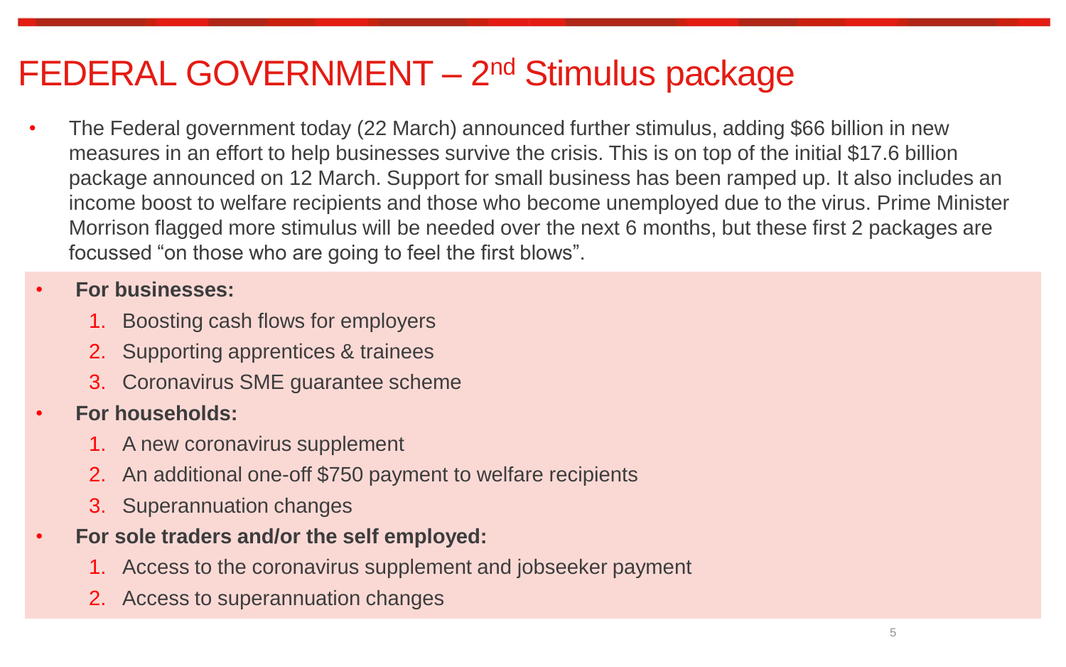# FEDERAL GOVERNMENT – 2nd Stimulus package

- The Federal government today (22 March) announced further stimulus, adding $66 billion in new measures in an effort to help businesses survive the crisis. This is on top of the initial $17.6 billion package announced on 12 March. Support for small business has been ramped up. It also includes an income boost to welfare recipients and those who become unemployed due to the virus. Prime Minister Morrison flagged more stimulus will be needed over the next 6 months, but these first 2 packages are focussed "on those who are going to feel the first blows".

- **For businesses:**
  1. Boosting cash flows for employers
  2. Supporting apprentices & trainees
  3. Coronavirus SME guarantee scheme
- **For households:**
  1. A new coronavirus supplement
  2. An additional one-off $750 payment to welfare recipients
  3. Superannuation changes
- **For sole traders and/or the self employed:**
  1. Access to the coronavirus supplement and jobseeker payment
  2. Access to superannuation changes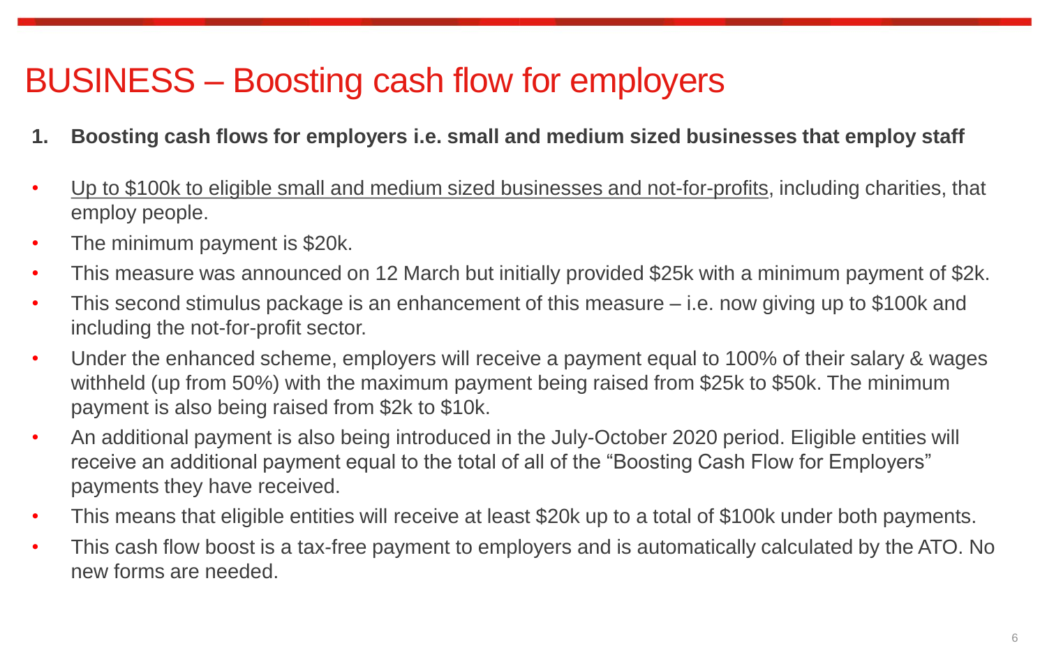# BUSINESS – Boosting cash flow for employers

1. **Boosting cash flows for employers i.e. small and medium sized businesses that employ staff**

- <u>Up to $100k to eligible small and medium sized businesses and not-for-profits</u>, including charities, that employ people.
- The minimum payment is $20k.
- This measure was announced on 12 March but initially provided $25k with a minimum payment of $2k.
- This second stimulus package is an enhancement of this measure – i.e. now giving up to $100k and including the not-for-profit sector.
- Under the enhanced scheme, employers will receive a payment equal to 100% of their salary & wages withheld (up from 50%) with the maximum payment being raised from $25k to $50k. The minimum payment is also being raised from $2k to $10k.
- An additional payment is also being introduced in the July-October 2020 period. Eligible entities will receive an additional payment equal to the total of all of the "Boosting Cash Flow for Employers" payments they have received.
- This means that eligible entities will receive at least $20k up to a total of $100k under both payments.
- This cash flow boost is a tax-free payment to employers and is automatically calculated by the ATO. No new forms are needed.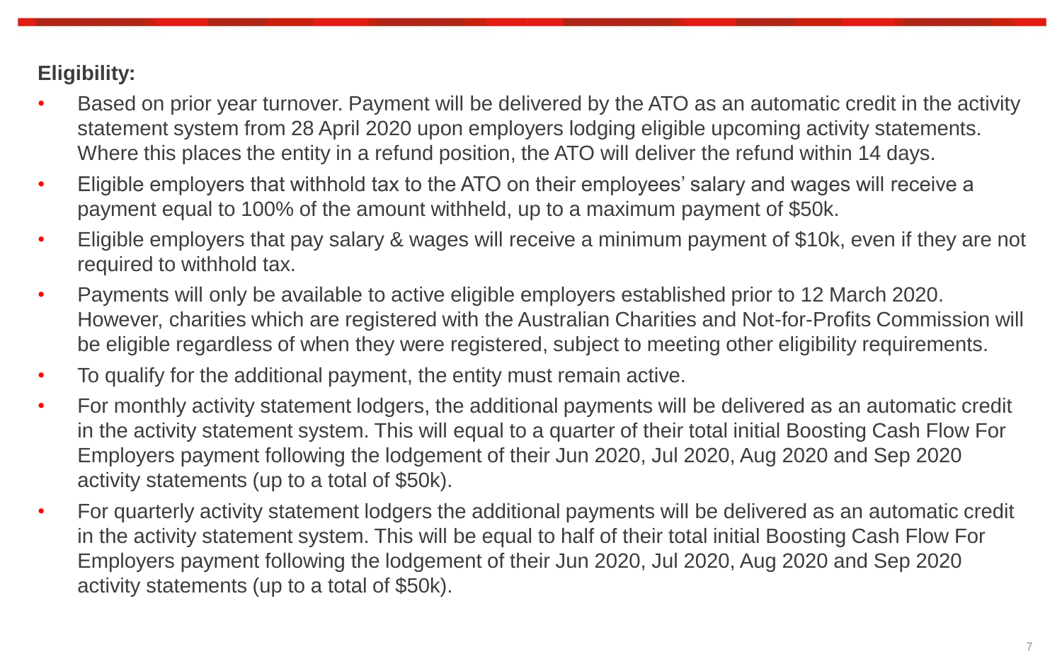**Eligibility:**

- Based on prior year turnover. Payment will be delivered by the ATO as an automatic credit in the activity statement system from 28 April 2020 upon employers lodging eligible upcoming activity statements. Where this places the entity in a refund position, the ATO will deliver the refund within 14 days.
- Eligible employers that withhold tax to the ATO on their employees' salary and wages will receive a payment equal to 100% of the amount withheld, up to a maximum payment of $50k.
- Eligible employers that pay salary & wages will receive a minimum payment of $10k, even if they are not required to withhold tax.
- Payments will only be available to active eligible employers established prior to 12 March 2020. However, charities which are registered with the Australian Charities and Not-for-Profits Commission will be eligible regardless of when they were registered, subject to meeting other eligibility requirements.
- To qualify for the additional payment, the entity must remain active.
- For monthly activity statement lodgers, the additional payments will be delivered as an automatic credit in the activity statement system. This will equal to a quarter of their total initial Boosting Cash Flow For Employers payment following the lodgement of their Jun 2020, Jul 2020, Aug 2020 and Sep 2020 activity statements (up to a total of $50k).
- For quarterly activity statement lodgers the additional payments will be delivered as an automatic credit in the activity statement system. This will be equal to half of their total initial Boosting Cash Flow For Employers payment following the lodgement of their Jun 2020, Jul 2020, Aug 2020 and Sep 2020 activity statements (up to a total of $50k).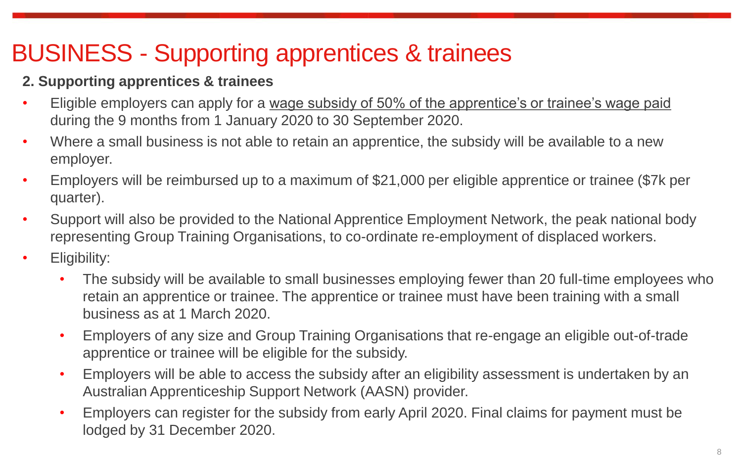# BUSINESS - Supporting apprentices & trainees

**2. Supporting apprentices & trainees**

- Eligible employers can apply for a wage subsidy of 50% of the apprentice's or trainee's wage paid during the 9 months from 1 January 2020 to 30 September 2020.
- Where a small business is not able to retain an apprentice, the subsidy will be available to a new employer.
- Employers will be reimbursed up to a maximum of $21,000 per eligible apprentice or trainee ($7k per quarter).
- Support will also be provided to the National Apprentice Employment Network, the peak national body representing Group Training Organisations, to co-ordinate re-employment of displaced workers.
- Eligibility:
  - The subsidy will be available to small businesses employing fewer than 20 full-time employees who retain an apprentice or trainee. The apprentice or trainee must have been training with a small business as at 1 March 2020.
  - Employers of any size and Group Training Organisations that re-engage an eligible out-of-trade apprentice or trainee will be eligible for the subsidy.
  - Employers will be able to access the subsidy after an eligibility assessment is undertaken by an Australian Apprenticeship Support Network (AASN) provider.
  - Employers can register for the subsidy from early April 2020. Final claims for payment must be lodged by 31 December 2020.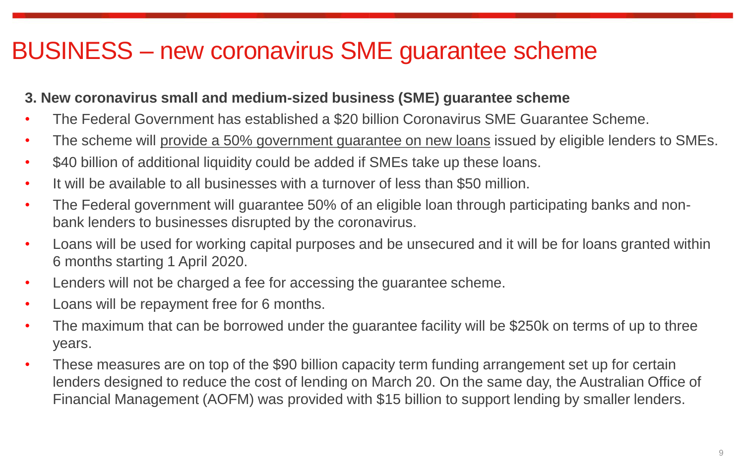# BUSINESS – new coronavirus SME guarantee scheme

**3. New coronavirus small and medium-sized business (SME) guarantee scheme**

- The Federal Government has established a $20 billion Coronavirus SME Guarantee Scheme.
- The scheme will provide a 50% government guarantee on new loans issued by eligible lenders to SMEs.
- $40 billion of additional liquidity could be added if SMEs take up these loans.
- It will be available to all businesses with a turnover of less than $50 million.
- The Federal government will guarantee 50% of an eligible loan through participating banks and non-bank lenders to businesses disrupted by the coronavirus.
- Loans will be used for working capital purposes and be unsecured and it will be for loans granted within 6 months starting 1 April 2020.
- Lenders will not be charged a fee for accessing the guarantee scheme.
- Loans will be repayment free for 6 months.
- The maximum that can be borrowed under the guarantee facility will be $250k on terms of up to three years.
- These measures are on top of the $90 billion capacity term funding arrangement set up for certain lenders designed to reduce the cost of lending on March 20. On the same day, the Australian Office of Financial Management (AOFM) was provided with $15 billion to support lending by smaller lenders.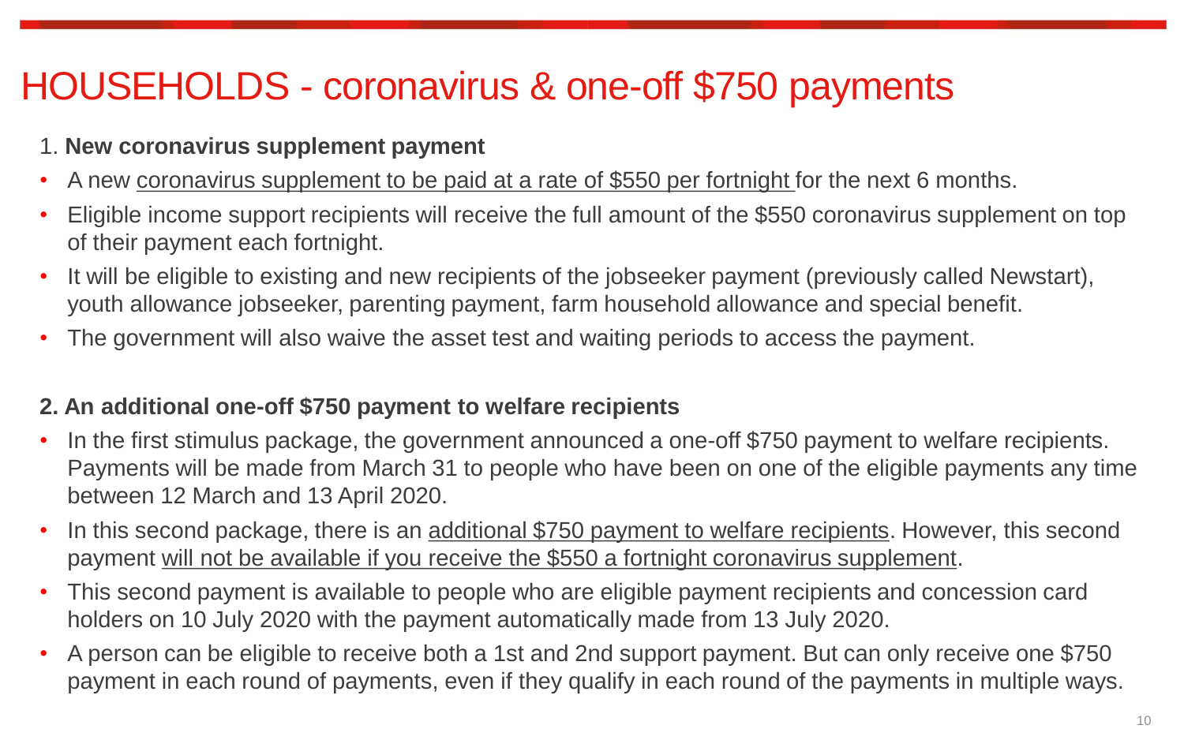# HOUSEHOLDS - coronavirus & one-off $750 payments

1. **New coronavirus supplement payment**

- A new coronavirus supplement to be paid at a rate of $550 per fortnight for the next 6 months.
- Eligible income support recipients will receive the full amount of the $550 coronavirus supplement on top of their payment each fortnight.
- It will be eligible to existing and new recipients of the jobseeker payment (previously called Newstart), youth allowance jobseeker, parenting payment, farm household allowance and special benefit.
- The government will also waive the asset test and waiting periods to access the payment.

**2. An additional one-off $750 payment to welfare recipients**

- In the first stimulus package, the government announced a one-off $750 payment to welfare recipients. Payments will be made from March 31 to people who have been on one of the eligible payments any time between 12 March and 13 April 2020.
- In this second package, there is an additional $750 payment to welfare recipients. However, this second payment will not be available if you receive the $550 a fortnight coronavirus supplement.
- This second payment is available to people who are eligible payment recipients and concession card holders on 10 July 2020 with the payment automatically made from 13 July 2020.
- A person can be eligible to receive both a 1st and 2nd support payment. But can only receive one $750 payment in each round of payments, even if they qualify in each round of the payments in multiple ways.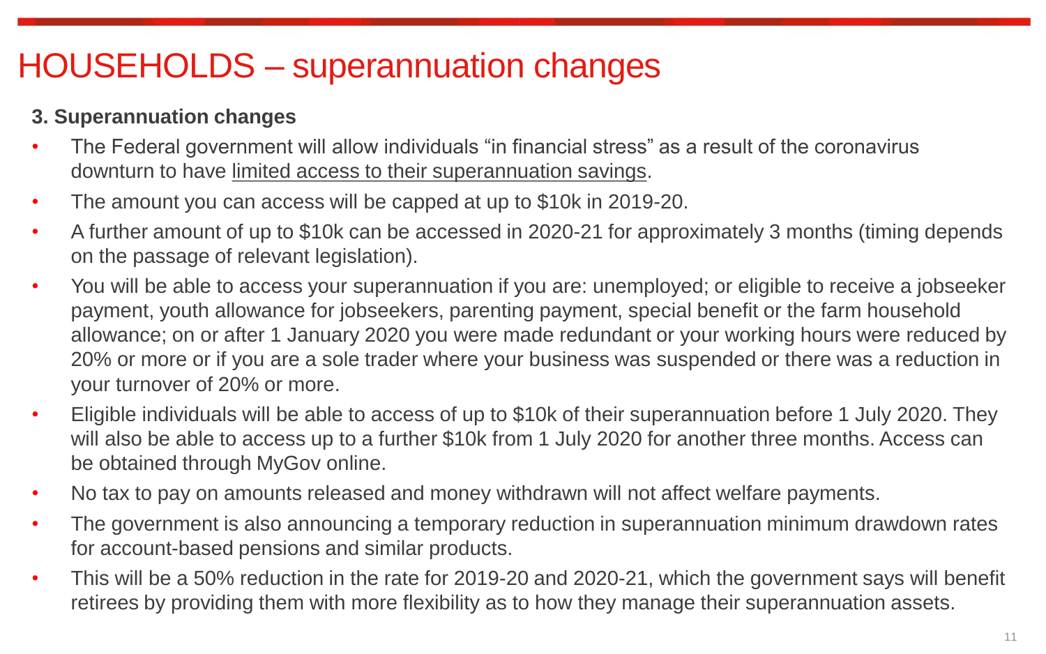# HOUSEHOLDS – superannuation changes

**3. Superannuation changes**

- The Federal government will allow individuals "in financial stress" as a result of the coronavirus downturn to have limited access to their superannuation savings.
- The amount you can access will be capped at up to $10k in 2019-20.
- A further amount of up to $10k can be accessed in 2020-21 for approximately 3 months (timing depends on the passage of relevant legislation).
- You will be able to access your superannuation if you are: unemployed; or eligible to receive a jobseeker payment, youth allowance for jobseekers, parenting payment, special benefit or the farm household allowance; on or after 1 January 2020 you were made redundant or your working hours were reduced by 20% or more or if you are a sole trader where your business was suspended or there was a reduction in your turnover of 20% or more.
- Eligible individuals will be able to access of up to $10k of their superannuation before 1 July 2020. They will also be able to access up to a further $10k from 1 July 2020 for another three months. Access can be obtained through MyGov online.
- No tax to pay on amounts released and money withdrawn will not affect welfare payments.
- The government is also announcing a temporary reduction in superannuation minimum drawdown rates for account-based pensions and similar products.
- This will be a 50% reduction in the rate for 2019-20 and 2020-21, which the government says will benefit retirees by providing them with more flexibility as to how they manage their superannuation assets.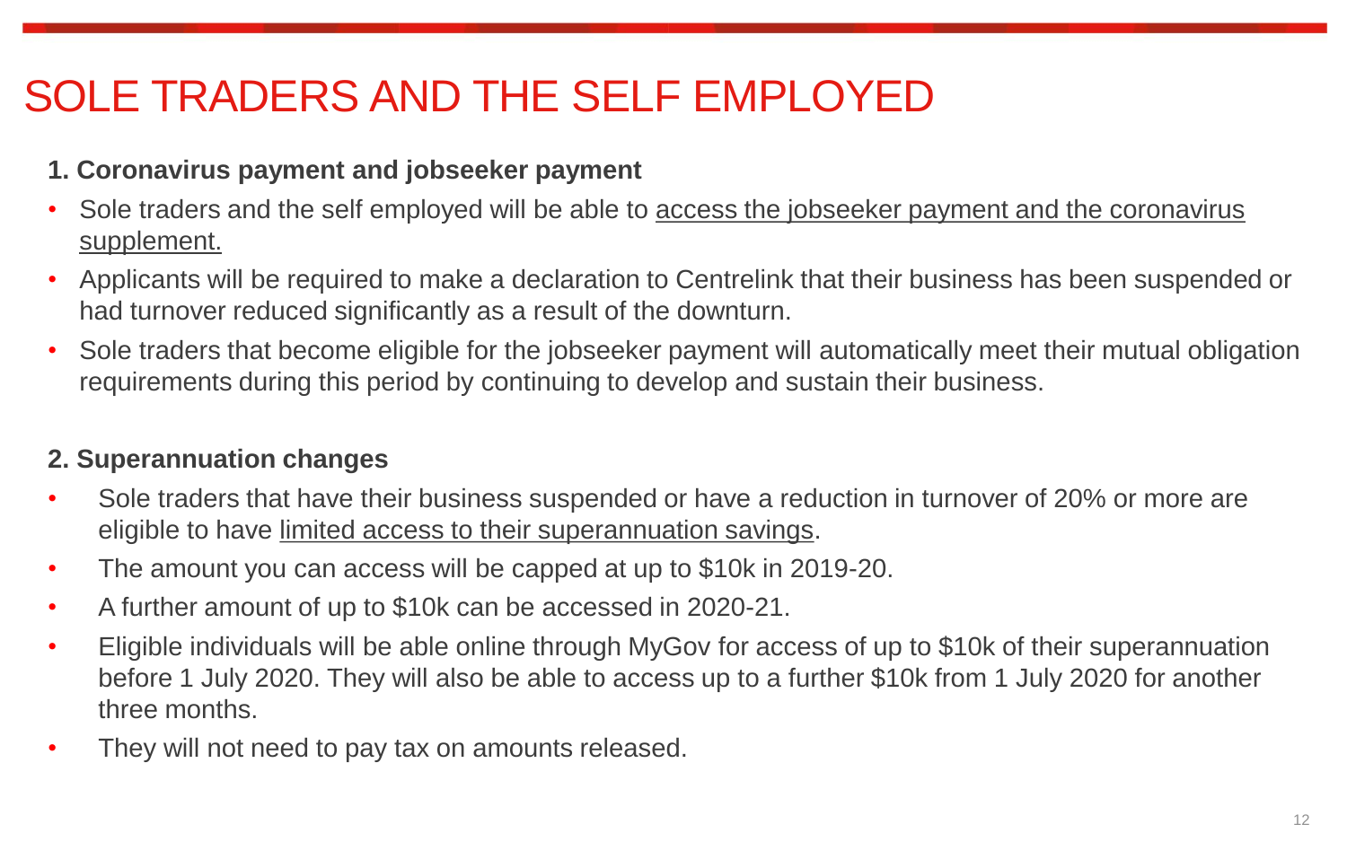# SOLE TRADERS AND THE SELF EMPLOYED

**1. Coronavirus payment and jobseeker payment**

- Sole traders and the self employed will be able to access the jobseeker payment and the coronavirus supplement.
- Applicants will be required to make a declaration to Centrelink that their business has been suspended or had turnover reduced significantly as a result of the downturn.
- Sole traders that become eligible for the jobseeker payment will automatically meet their mutual obligation requirements during this period by continuing to develop and sustain their business.

**2. Superannuation changes**

- Sole traders that have their business suspended or have a reduction in turnover of 20% or more are eligible to have limited access to their superannuation savings.
- The amount you can access will be capped at up to $10k in 2019-20.
- A further amount of up to $10k can be accessed in 2020-21.
- Eligible individuals will be able online through MyGov for access of up to $10k of their superannuation before 1 July 2020. They will also be able to access up to a further $10k from 1 July 2020 for another three months.
- They will not need to pay tax on amounts released.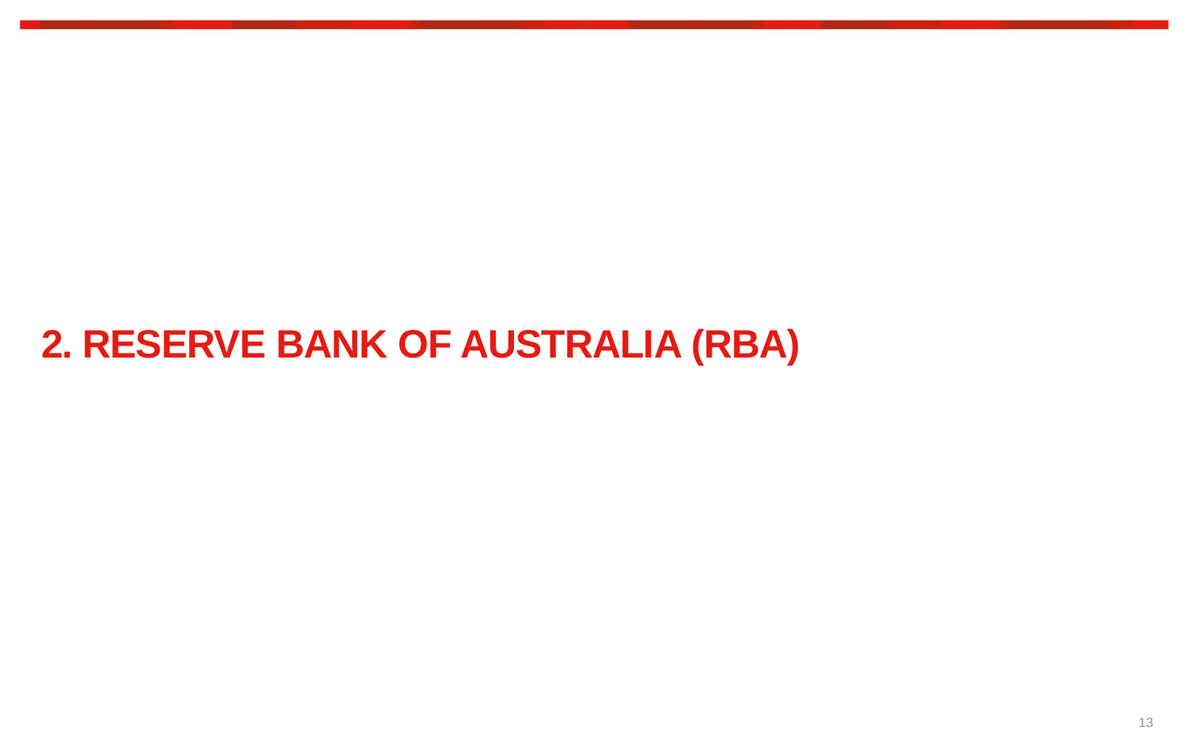# 2. RESERVE BANK OF AUSTRALIA (RBA)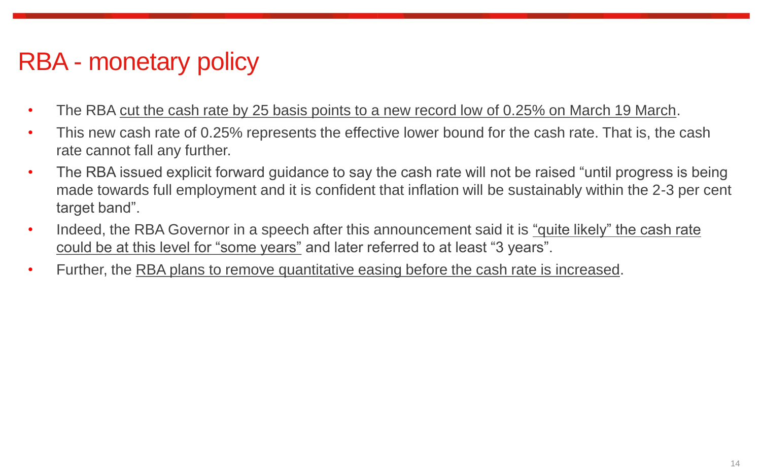# RBA - monetary policy

- The RBA cut the cash rate by 25 basis points to a new record low of 0.25% on March 19 March.
- This new cash rate of 0.25% represents the effective lower bound for the cash rate. That is, the cash rate cannot fall any further.
- The RBA issued explicit forward guidance to say the cash rate will not be raised "until progress is being made towards full employment and it is confident that inflation will be sustainably within the 2-3 per cent target band".
- Indeed, the RBA Governor in a speech after this announcement said it is "quite likely" the cash rate could be at this level for "some years" and later referred to at least "3 years".
- Further, the RBA plans to remove quantitative easing before the cash rate is increased.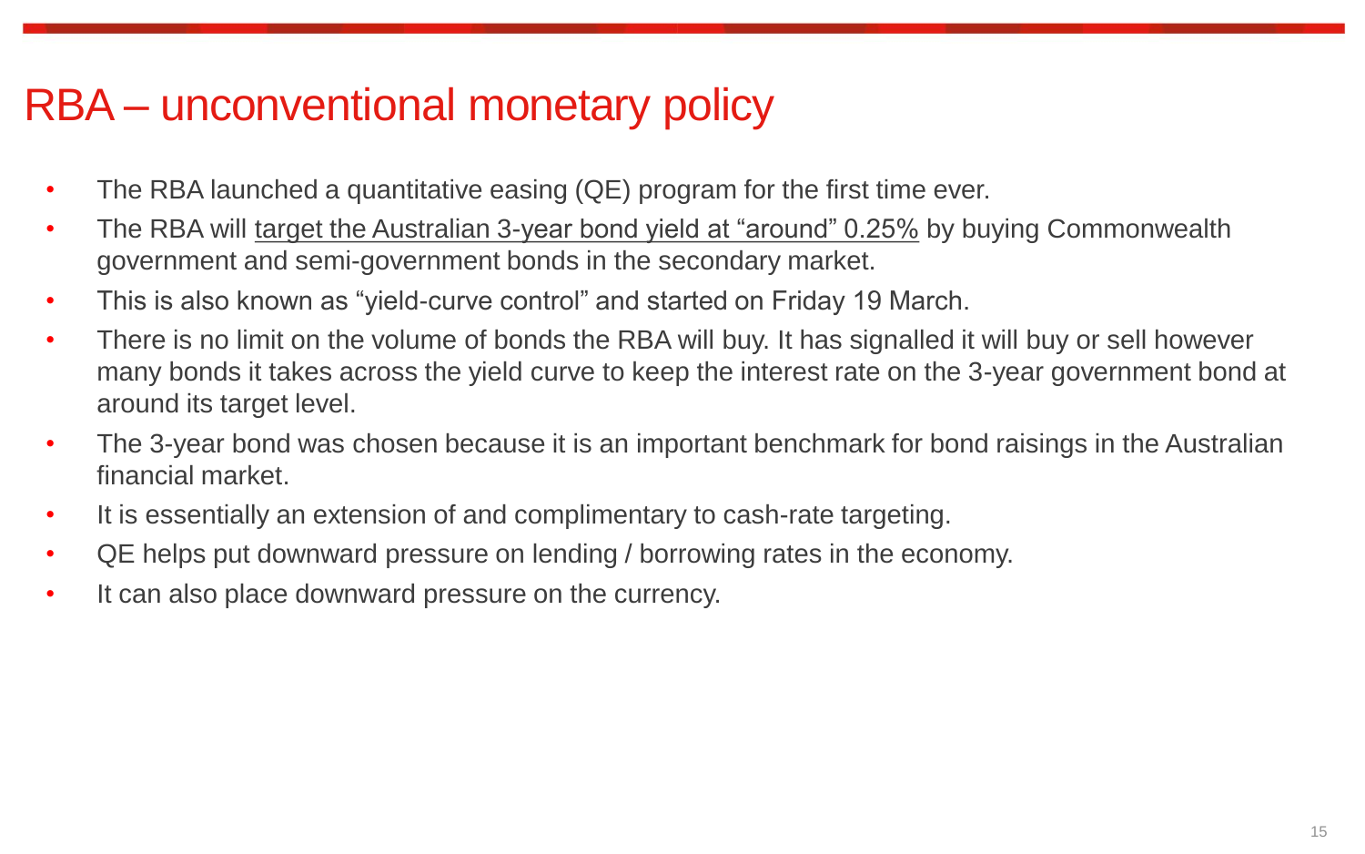# RBA – unconventional monetary policy

- The RBA launched a quantitative easing (QE) program for the first time ever.
- The RBA will target the Australian 3-year bond yield at "around" 0.25% by buying Commonwealth government and semi-government bonds in the secondary market.
- This is also known as "yield-curve control" and started on Friday 19 March.
- There is no limit on the volume of bonds the RBA will buy. It has signalled it will buy or sell however many bonds it takes across the yield curve to keep the interest rate on the 3-year government bond at around its target level.
- The 3-year bond was chosen because it is an important benchmark for bond raisings in the Australian financial market.
- It is essentially an extension of and complimentary to cash-rate targeting.
- QE helps put downward pressure on lending / borrowing rates in the economy.
- It can also place downward pressure on the currency.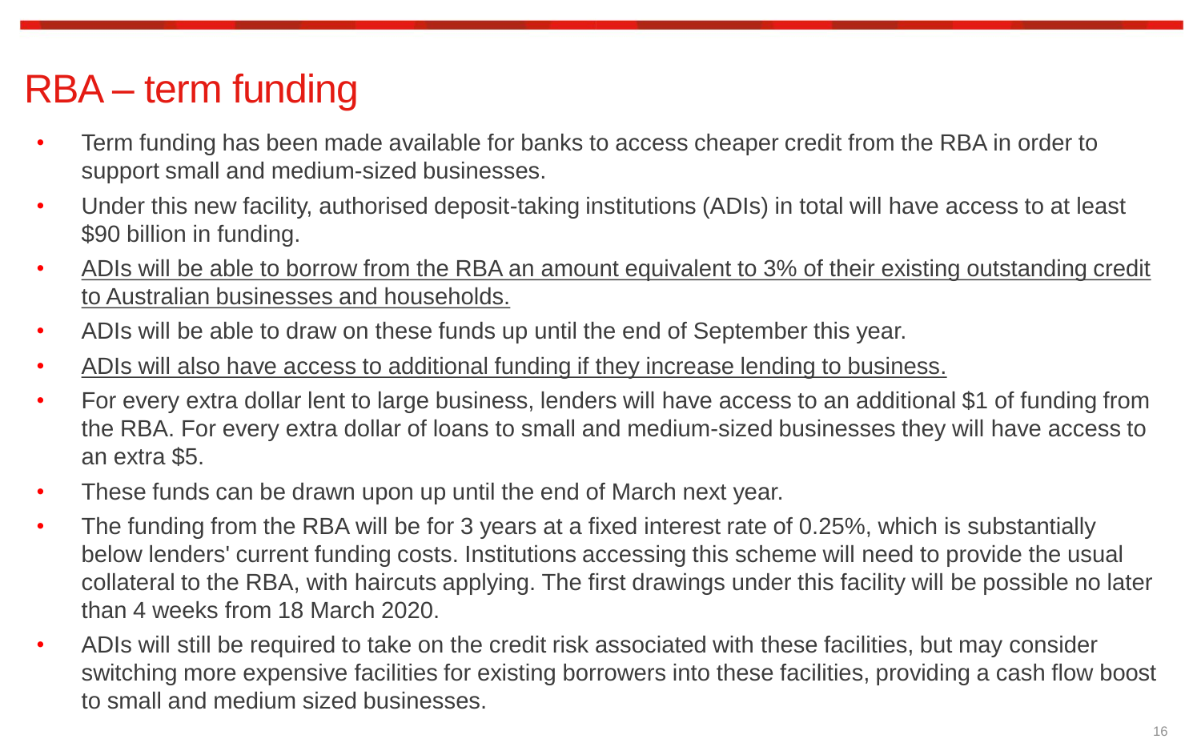# RBA – term funding

- Term funding has been made available for banks to access cheaper credit from the RBA in order to support small and medium-sized businesses.
- Under this new facility, authorised deposit-taking institutions (ADIs) in total will have access to at least $90 billion in funding.
- <u>ADIs will be able to borrow from the RBA an amount equivalent to 3% of their existing outstanding credit to Australian businesses and households.</u>
- ADIs will be able to draw on these funds up until the end of September this year.
- <u>ADIs will also have access to additional funding if they increase lending to business.</u>
- For every extra dollar lent to large business, lenders will have access to an additional $1 of funding from the RBA. For every extra dollar of loans to small and medium-sized businesses they will have access to an extra $5.
- These funds can be drawn upon up until the end of March next year.
- The funding from the RBA will be for 3 years at a fixed interest rate of 0.25%, which is substantially below lenders' current funding costs. Institutions accessing this scheme will need to provide the usual collateral to the RBA, with haircuts applying. The first drawings under this facility will be possible no later than 4 weeks from 18 March 2020.
- ADIs will still be required to take on the credit risk associated with these facilities, but may consider switching more expensive facilities for existing borrowers into these facilities, providing a cash flow boost to small and medium sized businesses.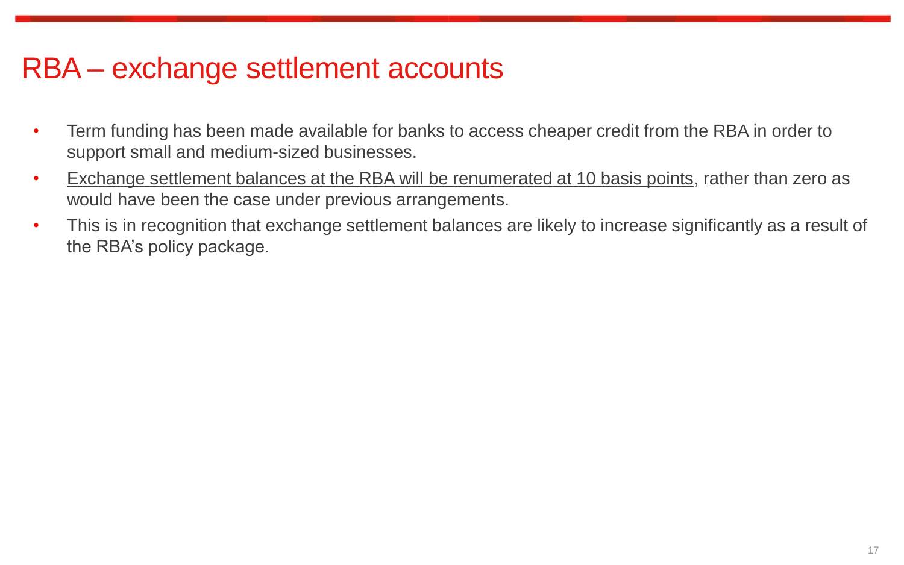# RBA – exchange settlement accounts

- Term funding has been made available for banks to access cheaper credit from the RBA in order to support small and medium-sized businesses.
- <u>Exchange settlement balances at the RBA will be renumerated at 10 basis points</u>, rather than zero as would have been the case under previous arrangements.
- This is in recognition that exchange settlement balances are likely to increase significantly as a result of the RBA's policy package.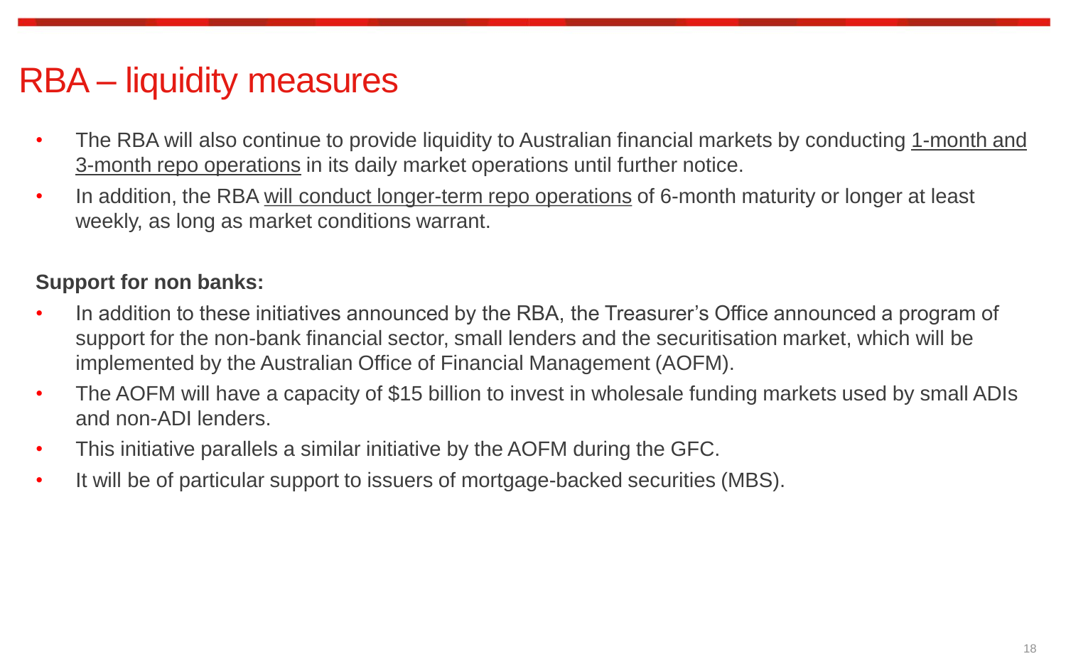# RBA – liquidity measures

- The RBA will also continue to provide liquidity to Australian financial markets by conducting <u>1-month and 3-month repo operations</u> in its daily market operations until further notice.
- In addition, the RBA <u>will conduct longer-term repo operations</u> of 6-month maturity or longer at least weekly, as long as market conditions warrant.

**Support for non banks:**

- In addition to these initiatives announced by the RBA, the Treasurer's Office announced a program of support for the non-bank financial sector, small lenders and the securitisation market, which will be implemented by the Australian Office of Financial Management (AOFM).
- The AOFM will have a capacity of $15 billion to invest in wholesale funding markets used by small ADIs and non-ADI lenders.
- This initiative parallels a similar initiative by the AOFM during the GFC.
- It will be of particular support to issuers of mortgage-backed securities (MBS).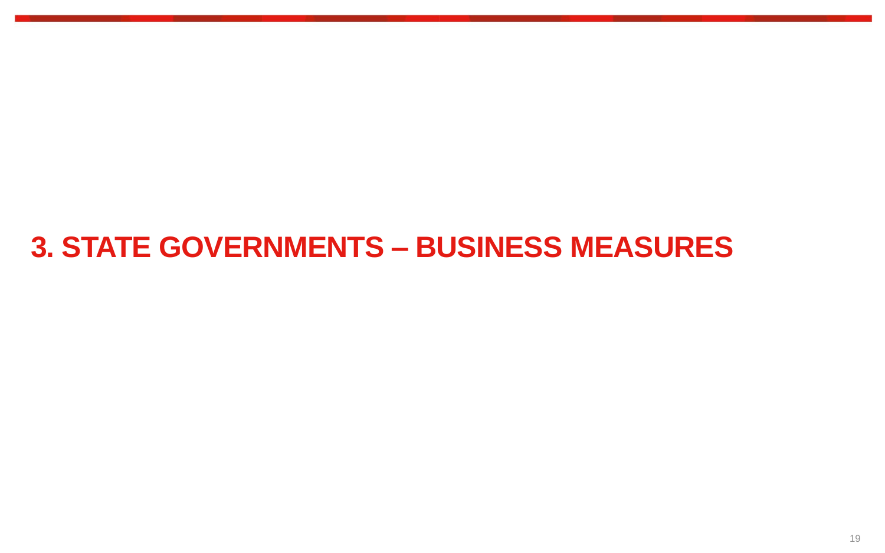# 3. STATE GOVERNMENTS – BUSINESS MEASURES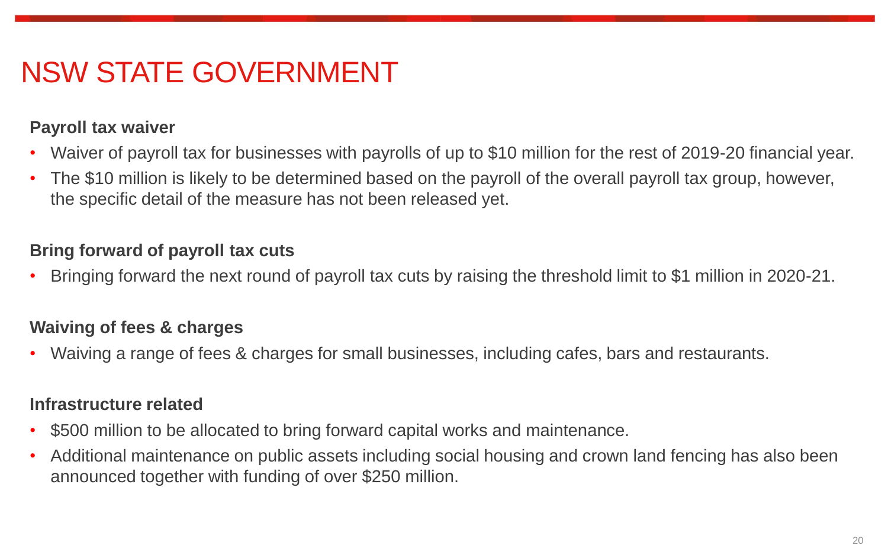# NSW STATE GOVERNMENT

**Payroll tax waiver**

- Waiver of payroll tax for businesses with payrolls of up to $10 million for the rest of 2019-20 financial year.
- The $10 million is likely to be determined based on the payroll of the overall payroll tax group, however, the specific detail of the measure has not been released yet.

**Bring forward of payroll tax cuts**

- Bringing forward the next round of payroll tax cuts by raising the threshold limit to $1 million in 2020-21.

**Waiving of fees & charges**

- Waiving a range of fees & charges for small businesses, including cafes, bars and restaurants.

**Infrastructure related**

- $500 million to be allocated to bring forward capital works and maintenance.
- Additional maintenance on public assets including social housing and crown land fencing has also been announced together with funding of over $250 million.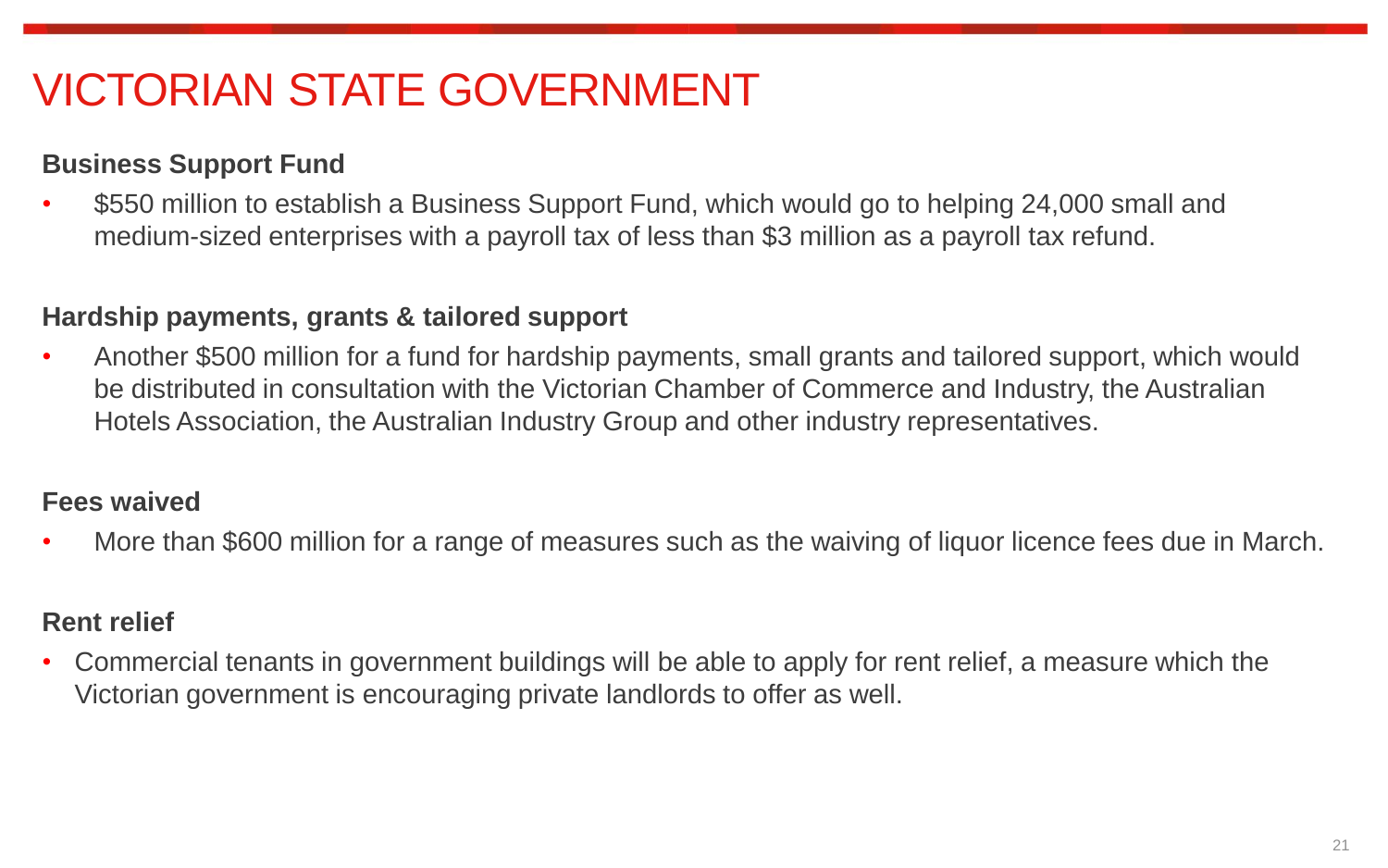# VICTORIAN STATE GOVERNMENT

**Business Support Fund**

- $550 million to establish a Business Support Fund, which would go to helping 24,000 small and medium-sized enterprises with a payroll tax of less than $3 million as a payroll tax refund.

**Hardship payments, grants & tailored support**

- Another $500 million for a fund for hardship payments, small grants and tailored support, which would be distributed in consultation with the Victorian Chamber of Commerce and Industry, the Australian Hotels Association, the Australian Industry Group and other industry representatives.

**Fees waived**

- More than $600 million for a range of measures such as the waiving of liquor licence fees due in March.

**Rent relief**

- Commercial tenants in government buildings will be able to apply for rent relief, a measure which the Victorian government is encouraging private landlords to offer as well.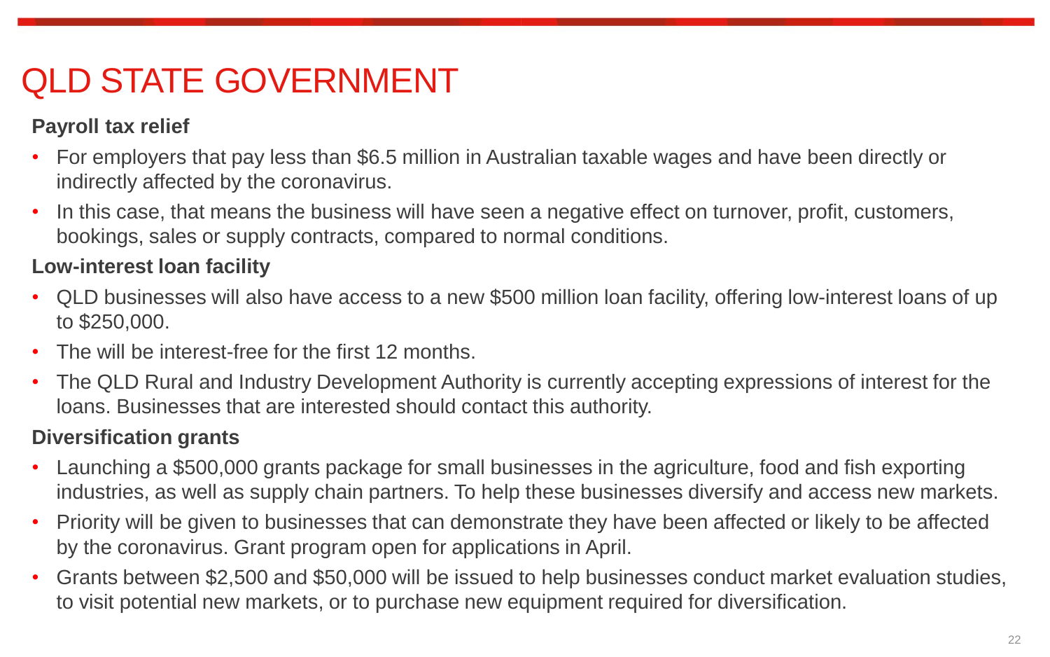# QLD STATE GOVERNMENT

**Payroll tax relief**

- For employers that pay less than $6.5 million in Australian taxable wages and have been directly or indirectly affected by the coronavirus.
- In this case, that means the business will have seen a negative effect on turnover, profit, customers, bookings, sales or supply contracts, compared to normal conditions.

**Low-interest loan facility**

- QLD businesses will also have access to a new $500 million loan facility, offering low-interest loans of up to $250,000.
- The will be interest-free for the first 12 months.
- The QLD Rural and Industry Development Authority is currently accepting expressions of interest for the loans. Businesses that are interested should contact this authority.

**Diversification grants**

- Launching a $500,000 grants package for small businesses in the agriculture, food and fish exporting industries, as well as supply chain partners. To help these businesses diversify and access new markets.
- Priority will be given to businesses that can demonstrate they have been affected or likely to be affected by the coronavirus. Grant program open for applications in April.
- Grants between $2,500 and $50,000 will be issued to help businesses conduct market evaluation studies, to visit potential new markets, or to purchase new equipment required for diversification.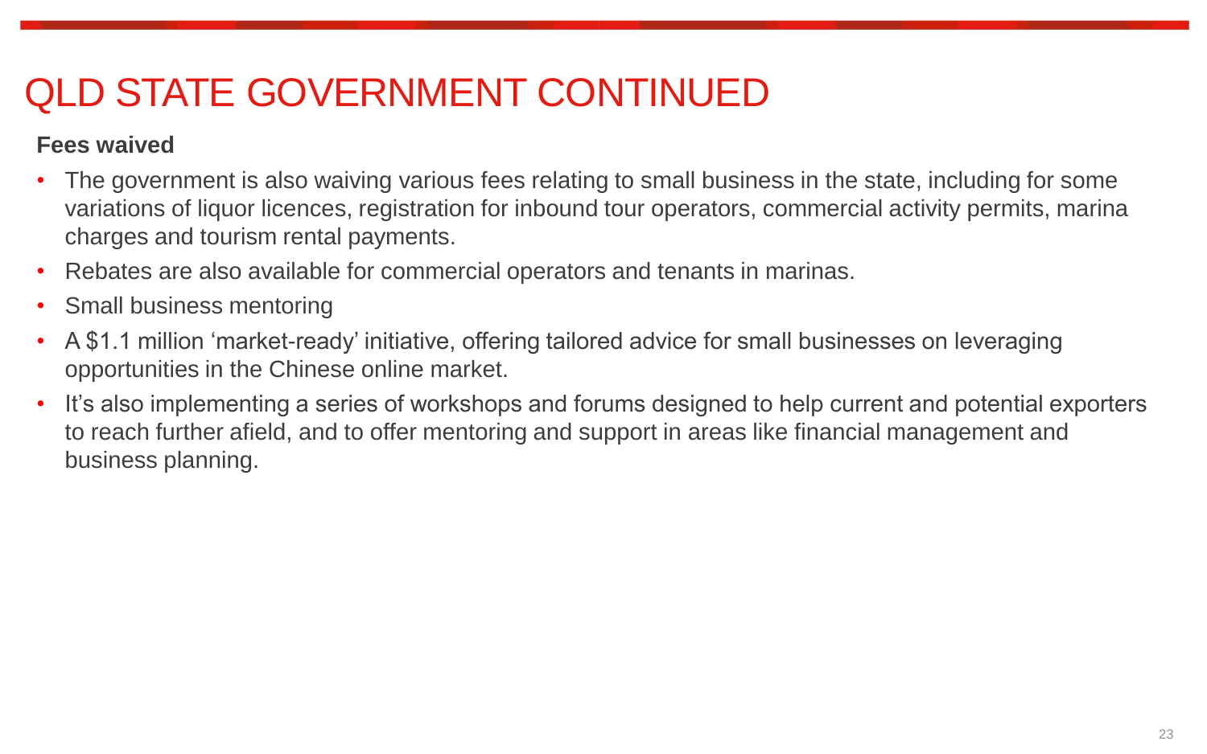# QLD STATE GOVERNMENT CONTINUED

**Fees waived**

- The government is also waiving various fees relating to small business in the state, including for some variations of liquor licences, registration for inbound tour operators, commercial activity permits, marina charges and tourism rental payments.
- Rebates are also available for commercial operators and tenants in marinas.
- Small business mentoring
- A $1.1 million ‘market-ready’ initiative, offering tailored advice for small businesses on leveraging opportunities in the Chinese online market.
- It’s also implementing a series of workshops and forums designed to help current and potential exporters to reach further afield, and to offer mentoring and support in areas like financial management and business planning.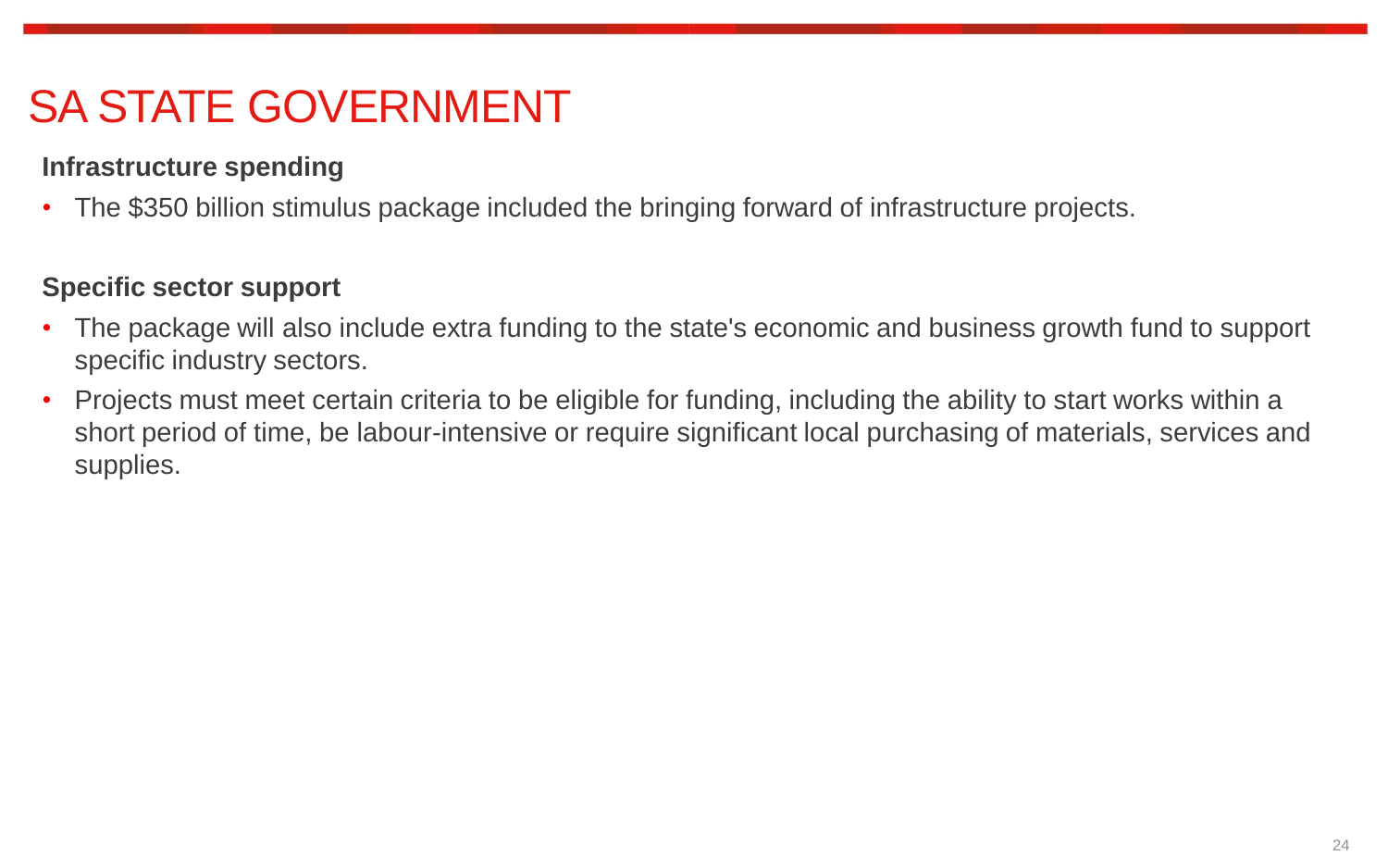# SA STATE GOVERNMENT

**Infrastructure spending**

- The $350 billion stimulus package included the bringing forward of infrastructure projects.

**Specific sector support**

- The package will also include extra funding to the state's economic and business growth fund to support specific industry sectors.
- Projects must meet certain criteria to be eligible for funding, including the ability to start works within a short period of time, be labour-intensive or require significant local purchasing of materials, services and supplies.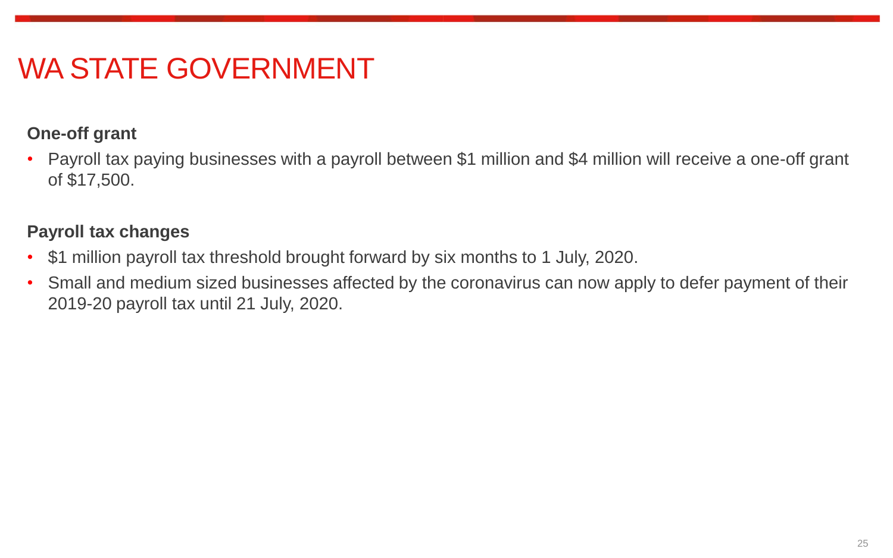# WA STATE GOVERNMENT

**One-off grant**

- Payroll tax paying businesses with a payroll between $1 million and $4 million will receive a one-off grant of $17,500.

**Payroll tax changes**

- $1 million payroll tax threshold brought forward by six months to 1 July, 2020.
- Small and medium sized businesses affected by the coronavirus can now apply to defer payment of their 2019-20 payroll tax until 21 July, 2020.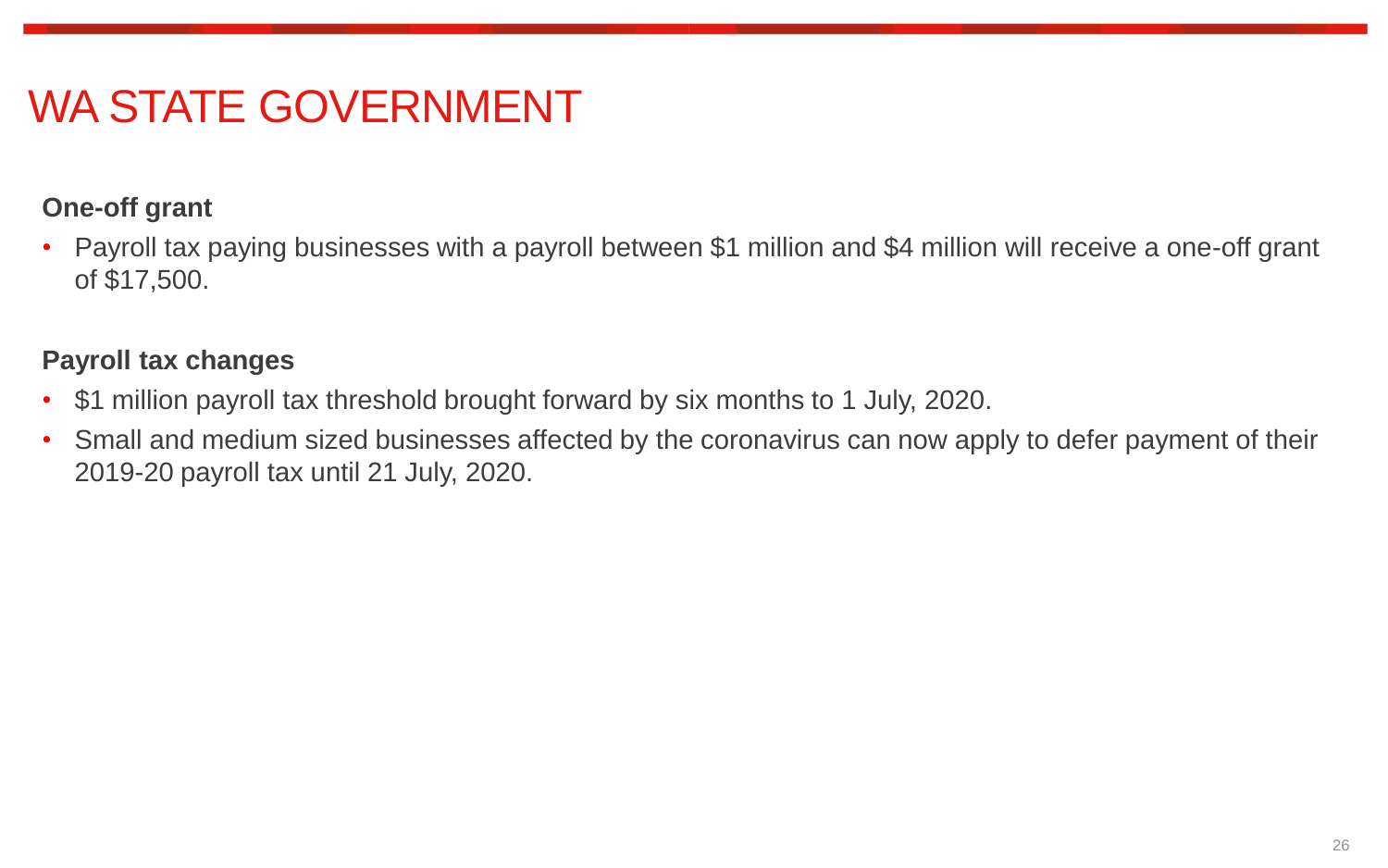# WA STATE GOVERNMENT

**One-off grant**

- Payroll tax paying businesses with a payroll between $1 million and $4 million will receive a one-off grant of $17,500.

**Payroll tax changes**

- $1 million payroll tax threshold brought forward by six months to 1 July, 2020.
- Small and medium sized businesses affected by the coronavirus can now apply to defer payment of their 2019-20 payroll tax until 21 July, 2020.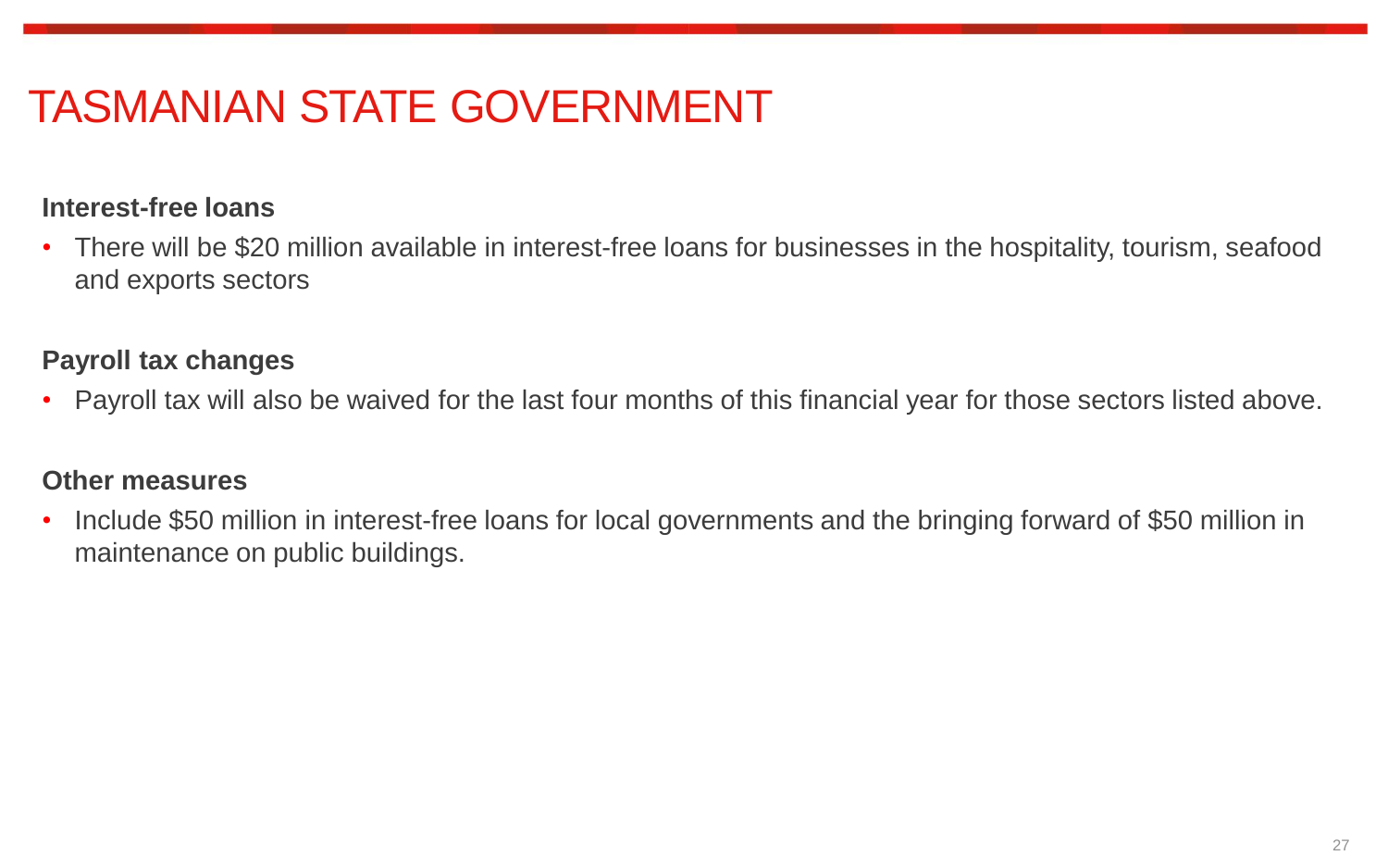# TASMANIAN STATE GOVERNMENT

**Interest-free loans**

- There will be $20 million available in interest-free loans for businesses in the hospitality, tourism, seafood and exports sectors

**Payroll tax changes**

- Payroll tax will also be waived for the last four months of this financial year for those sectors listed above.

**Other measures**

- Include $50 million in interest-free loans for local governments and the bringing forward of $50 million in maintenance on public buildings.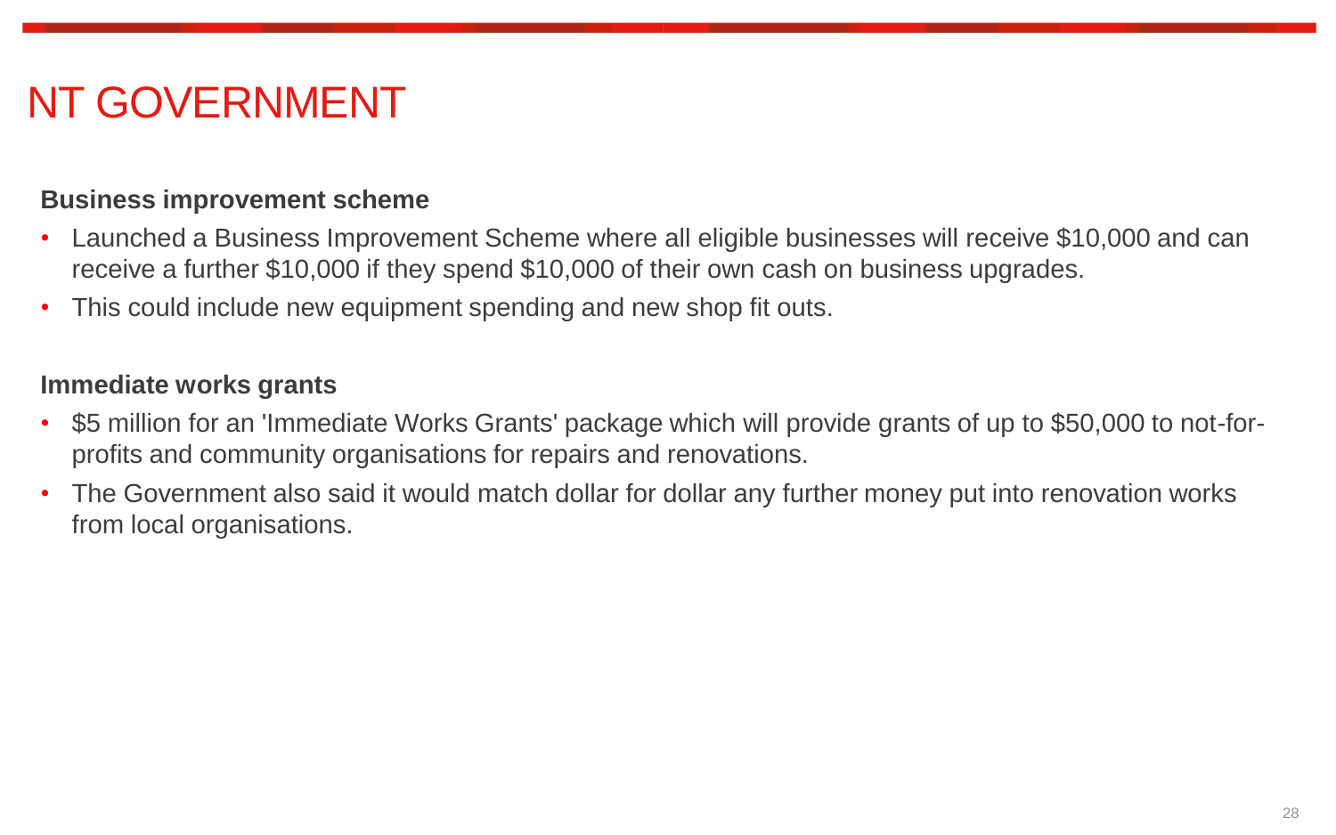# NT GOVERNMENT

**Business improvement scheme**

- Launched a Business Improvement Scheme where all eligible businesses will receive $10,000 and can receive a further $10,000 if they spend $10,000 of their own cash on business upgrades.
- This could include new equipment spending and new shop fit outs.

**Immediate works grants**

- $5 million for an 'Immediate Works Grants' package which will provide grants of up to $50,000 to not-for-profits and community organisations for repairs and renovations.
- The Government also said it would match dollar for dollar any further money put into renovation works from local organisations.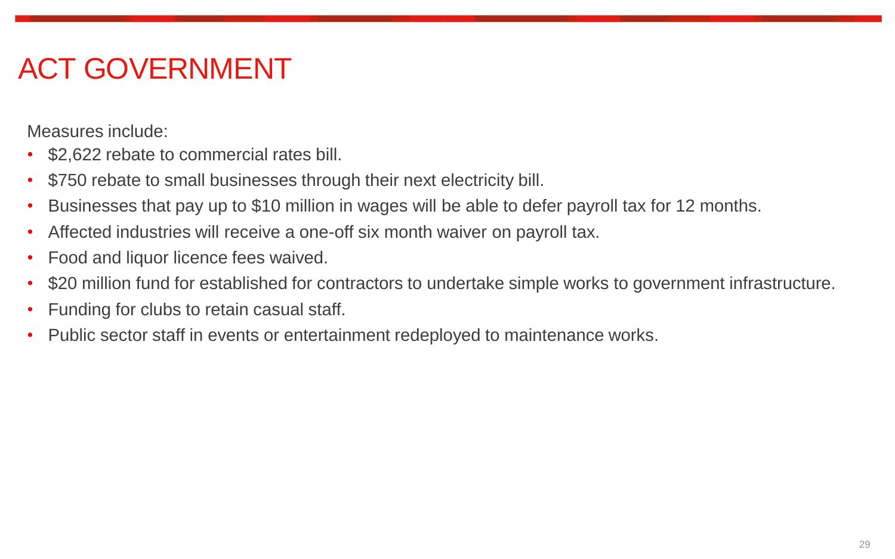# ACT GOVERNMENT

Measures include:

- $2,622 rebate to commercial rates bill.
- $750 rebate to small businesses through their next electricity bill.
- Businesses that pay up to $10 million in wages will be able to defer payroll tax for 12 months.
- Affected industries will receive a one-off six month waiver on payroll tax.
- Food and liquor licence fees waived.
- $20 million fund for established for contractors to undertake simple works to government infrastructure.
- Funding for clubs to retain casual staff.
- Public sector staff in events or entertainment redeployed to maintenance works.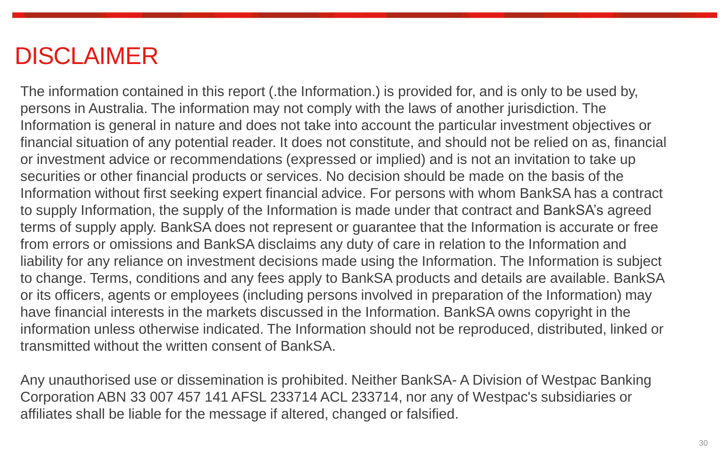# DISCLAIMER

The information contained in this report (.the Information.) is provided for, and is only to be used by, persons in Australia. The information may not comply with the laws of another jurisdiction. The Information is general in nature and does not take into account the particular investment objectives or financial situation of any potential reader. It does not constitute, and should not be relied on as, financial or investment advice or recommendations (expressed or implied) and is not an invitation to take up securities or other financial products or services. No decision should be made on the basis of the Information without first seeking expert financial advice. For persons with whom BankSA has a contract to supply Information, the supply of the Information is made under that contract and BankSA's agreed terms of supply apply. BankSA does not represent or guarantee that the Information is accurate or free from errors or omissions and BankSA disclaims any duty of care in relation to the Information and liability for any reliance on investment decisions made using the Information. The Information is subject to change. Terms, conditions and any fees apply to BankSA products and details are available. BankSA or its officers, agents or employees (including persons involved in preparation of the Information) may have financial interests in the markets discussed in the Information. BankSA owns copyright in the information unless otherwise indicated. The Information should not be reproduced, distributed, linked or transmitted without the written consent of BankSA.

Any unauthorised use or dissemination is prohibited. Neither BankSA- A Division of Westpac Banking Corporation ABN 33 007 457 141 AFSL 233714 ACL 233714, nor any of Westpac's subsidiaries or affiliates shall be liable for the message if altered, changed or falsified.